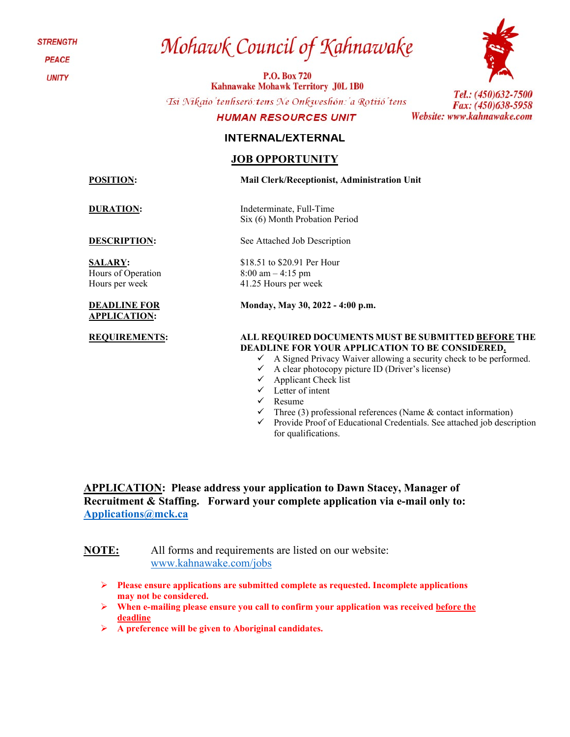STRENGTH

PEACE

UNITY

# Mohawk Council of Kahnawake

**P.O. Box 720**
**Kahnawake Mohawk Territory J0L 1B0**

*Tsi Nikaio'tenhseró:tens Ne Onkwehshón:'a Rotiió'tens*

**HUMAN RESOURCES UNIT**

*Tel.: (450)632-7500*
*Fax: (450)638-5958*
*Website: www.kahnawake.com*

## INTERNAL/EXTERNAL

## JOB OPPORTUNITY

**POSITION:** **Mail Clerk/Receptionist, Administration Unit**

**DURATION:** Indeterminate, Full-Time
Six (6) Month Probation Period

**DESCRIPTION:** See Attached Job Description

**SALARY:** $18.51 to $20.91 Per Hour
Hours of Operation: 8:00 am – 4:15 pm
Hours per week: 41.25 Hours per week

**DEADLINE FOR APPLICATION:** **Monday, May 30, 2022 - 4:00 p.m.**

**REQUIREMENTS:** **ALL REQUIRED DOCUMENTS MUST BE SUBMITTED BEFORE THE DEADLINE FOR YOUR APPLICATION TO BE CONSIDERED.**

- ✓ A Signed Privacy Waiver allowing a security check to be performed.
- ✓ A clear photocopy picture ID (Driver's license)
- ✓ Applicant Check list
- ✓ Letter of intent
- ✓ Resume
- ✓ Three (3) professional references (Name & contact information)
- ✓ Provide Proof of Educational Credentials. See attached job description for qualifications.

**APPLICATION: Please address your application to Dawn Stacey, Manager of Recruitment & Staffing. Forward your complete application via e-mail only to: Applications@mck.ca**

**NOTE:** All forms and requirements are listed on our website: www.kahnawake.com/jobs

- **Please ensure applications are submitted complete as requested. Incomplete applications may not be considered.**
- **When e-mailing please ensure you call to confirm your application was received before the deadline**
- **A preference will be given to Aboriginal candidates.**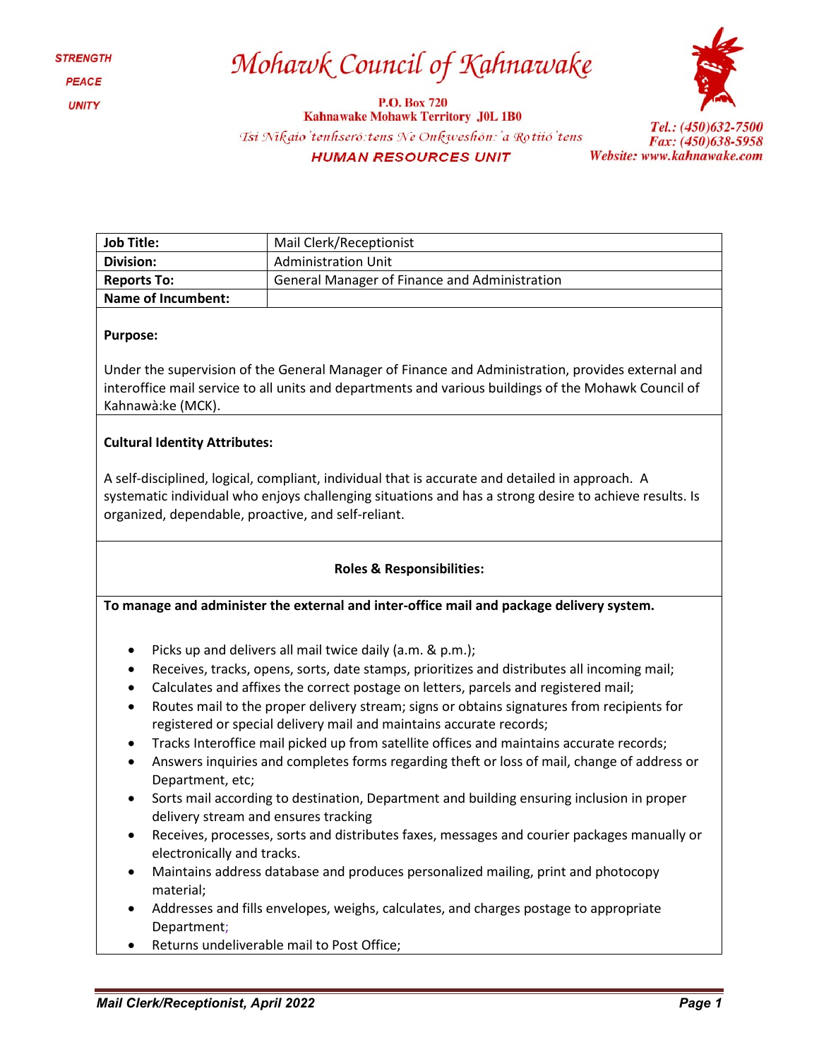# Mohawk Council of Kahnawake

STRENGTH

PEACE

UNITY

P.O. Box 720
Kahnawake Mohawk Territory J0L 1B0

Tsi Nikaio'tenhseró:tens Ne Onkweshón:'a Rotiió'tens

**HUMAN RESOURCES UNIT**

Tel.: (450)632-7500
Fax: (450)638-5958
Website: www.kahnawake.com

| **Job Title:** | Mail Clerk/Receptionist |
|---|---|
| **Division:** | Administration Unit |
| **Reports To:** | General Manager of Finance and Administration |
| **Name of Incumbent:** | |

**Purpose:**

Under the supervision of the General Manager of Finance and Administration, provides external and interoffice mail service to all units and departments and various buildings of the Mohawk Council of Kahnawà:ke (MCK).

**Cultural Identity Attributes:**

A self-disciplined, logical, compliant, individual that is accurate and detailed in approach. A systematic individual who enjoys challenging situations and has a strong desire to achieve results. Is organized, dependable, proactive, and self-reliant.

**Roles & Responsibilities:**

**To manage and administer the external and inter-office mail and package delivery system.**

- Picks up and delivers all mail twice daily (a.m. & p.m.);
- Receives, tracks, opens, sorts, date stamps, prioritizes and distributes all incoming mail;
- Calculates and affixes the correct postage on letters, parcels and registered mail;
- Routes mail to the proper delivery stream; signs or obtains signatures from recipients for registered or special delivery mail and maintains accurate records;
- Tracks Interoffice mail picked up from satellite offices and maintains accurate records;
- Answers inquiries and completes forms regarding theft or loss of mail, change of address or Department, etc;
- Sorts mail according to destination, Department and building ensuring inclusion in proper delivery stream and ensures tracking
- Receives, processes, sorts and distributes faxes, messages and courier packages manually or electronically and tracks.
- Maintains address database and produces personalized mailing, print and photocopy material;
- Addresses and fills envelopes, weighs, calculates, and charges postage to appropriate Department;
- Returns undeliverable mail to Post Office;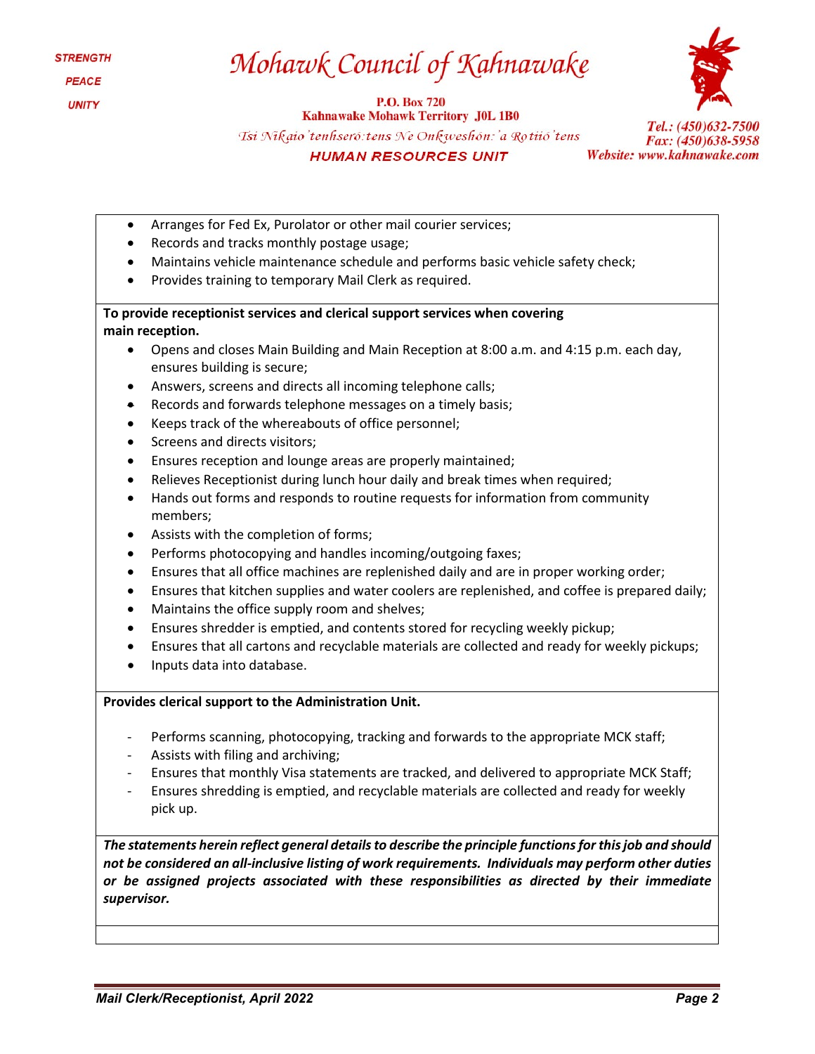- Arranges for Fed Ex, Purolator or other mail courier services;
- Records and tracks monthly postage usage;
- Maintains vehicle maintenance schedule and performs basic vehicle safety check;
- Provides training to temporary Mail Clerk as required.

**To provide receptionist services and clerical support services when covering main reception.**

- Opens and closes Main Building and Main Reception at 8:00 a.m. and 4:15 p.m. each day, ensures building is secure;
- Answers, screens and directs all incoming telephone calls;
- Records and forwards telephone messages on a timely basis;
- Keeps track of the whereabouts of office personnel;
- Screens and directs visitors;
- Ensures reception and lounge areas are properly maintained;
- Relieves Receptionist during lunch hour daily and break times when required;
- Hands out forms and responds to routine requests for information from community members;
- Assists with the completion of forms;
- Performs photocopying and handles incoming/outgoing faxes;
- Ensures that all office machines are replenished daily and are in proper working order;
- Ensures that kitchen supplies and water coolers are replenished, and coffee is prepared daily;
- Maintains the office supply room and shelves;
- Ensures shredder is emptied, and contents stored for recycling weekly pickup;
- Ensures that all cartons and recyclable materials are collected and ready for weekly pickups;
- Inputs data into database.

**Provides clerical support to the Administration Unit.**

- Performs scanning, photocopying, tracking and forwards to the appropriate MCK staff;
- Assists with filing and archiving;
- Ensures that monthly Visa statements are tracked, and delivered to appropriate MCK Staff;
- Ensures shredding is emptied, and recyclable materials are collected and ready for weekly pick up.

***The statements herein reflect general details to describe the principle functions for this job and should not be considered an all-inclusive listing of work requirements. Individuals may perform other duties or be assigned projects associated with these responsibilities as directed by their immediate supervisor.***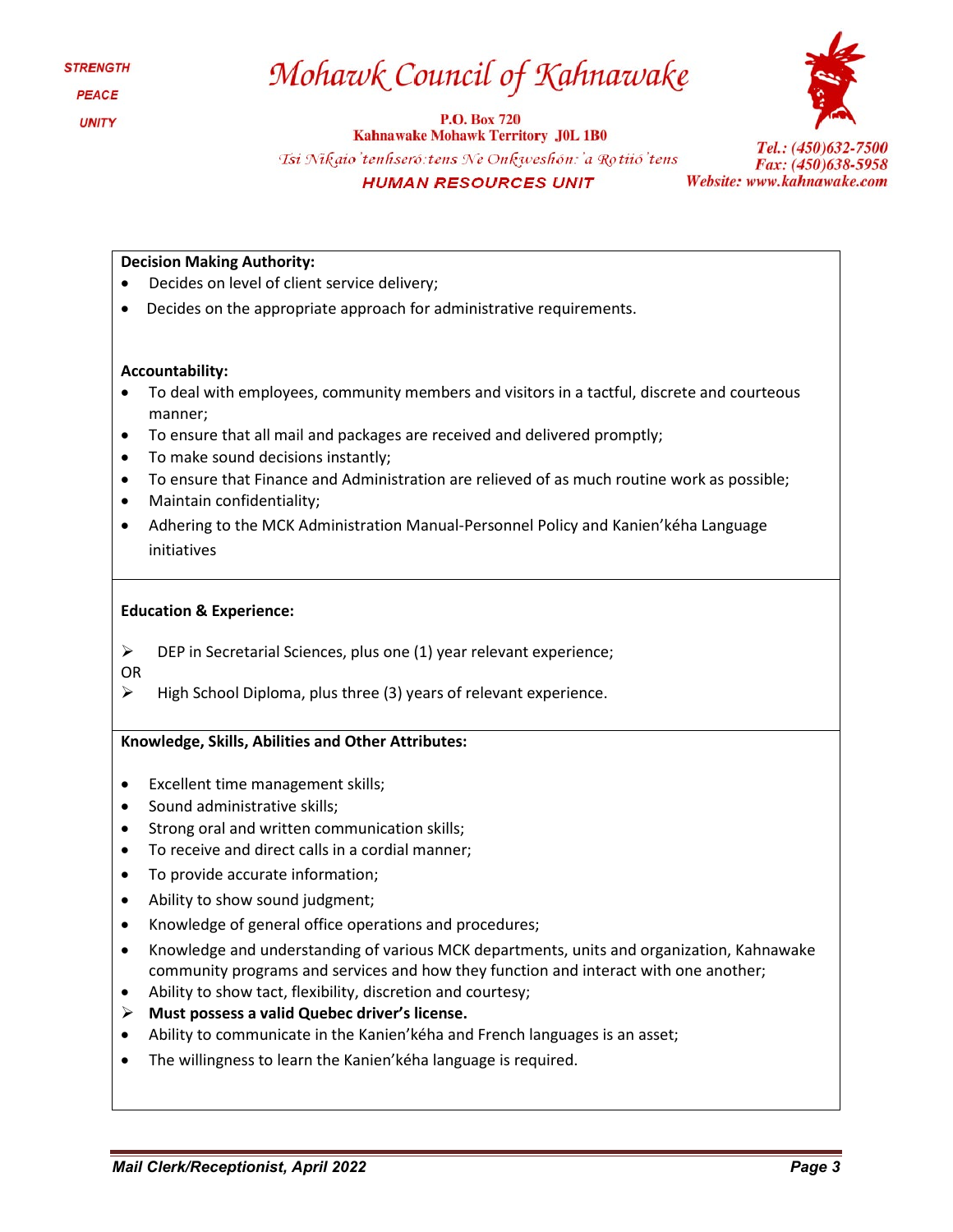**Decision Making Authority:**

- Decides on level of client service delivery;
- Decides on the appropriate approach for administrative requirements.

**Accountability:**

- To deal with employees, community members and visitors in a tactful, discrete and courteous manner;
- To ensure that all mail and packages are received and delivered promptly;
- To make sound decisions instantly;
- To ensure that Finance and Administration are relieved of as much routine work as possible;
- Maintain confidentiality;
- Adhering to the MCK Administration Manual-Personnel Policy and Kanien'kéha Language initiatives

**Education & Experience:**

- DEP in Secretarial Sciences, plus one (1) year relevant experience;

OR

- High School Diploma, plus three (3) years of relevant experience.

**Knowledge, Skills, Abilities and Other Attributes:**

- Excellent time management skills;
- Sound administrative skills;
- Strong oral and written communication skills;
- To receive and direct calls in a cordial manner;
- To provide accurate information;
- Ability to show sound judgment;
- Knowledge of general office operations and procedures;
- Knowledge and understanding of various MCK departments, units and organization, Kahnawake community programs and services and how they function and interact with one another;
- Ability to show tact, flexibility, discretion and courtesy;
- **Must possess a valid Quebec driver's license.**
- Ability to communicate in the Kanien'kéha and French languages is an asset;
- The willingness to learn the Kanien'kéha language is required.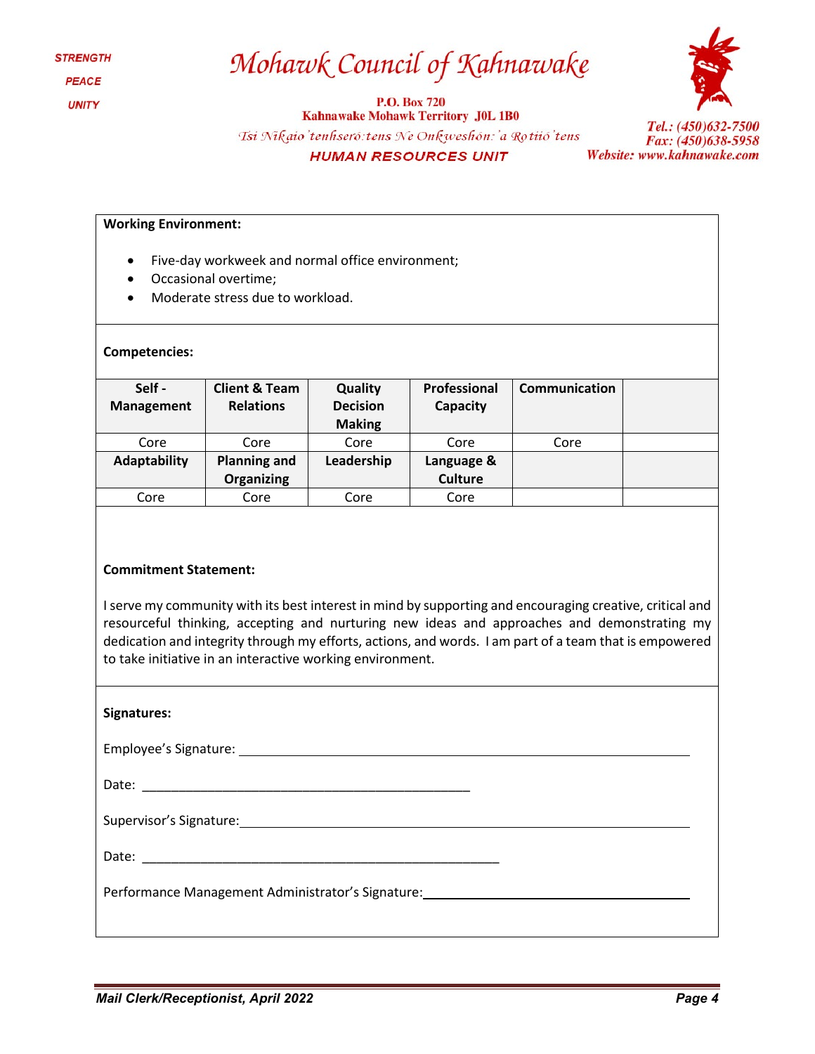**Working Environment:**

- Five-day workweek and normal office environment;
- Occasional overtime;
- Moderate stress due to workload.

**Competencies:**

| Self - Management | Client & Team Relations | Quality Decision Making | Professional Capacity | Communication | |
|---|---|---|---|---|---|
| Core | Core | Core | Core | Core | |
| **Adaptability** | **Planning and Organizing** | **Leadership** | **Language & Culture** | | |
| Core | Core | Core | Core | | |

**Commitment Statement:**

I serve my community with its best interest in mind by supporting and encouraging creative, critical and resourceful thinking, accepting and nurturing new ideas and approaches and demonstrating my dedication and integrity through my efforts, actions, and words. I am part of a team that is empowered to take initiative in an interactive working environment.

**Signatures:**

Employee's Signature: ______________________________________________

Date: ______________________________

Supervisor's Signature:______________________________________________

Date: ______________________________

Performance Management Administrator's Signature:__________________________